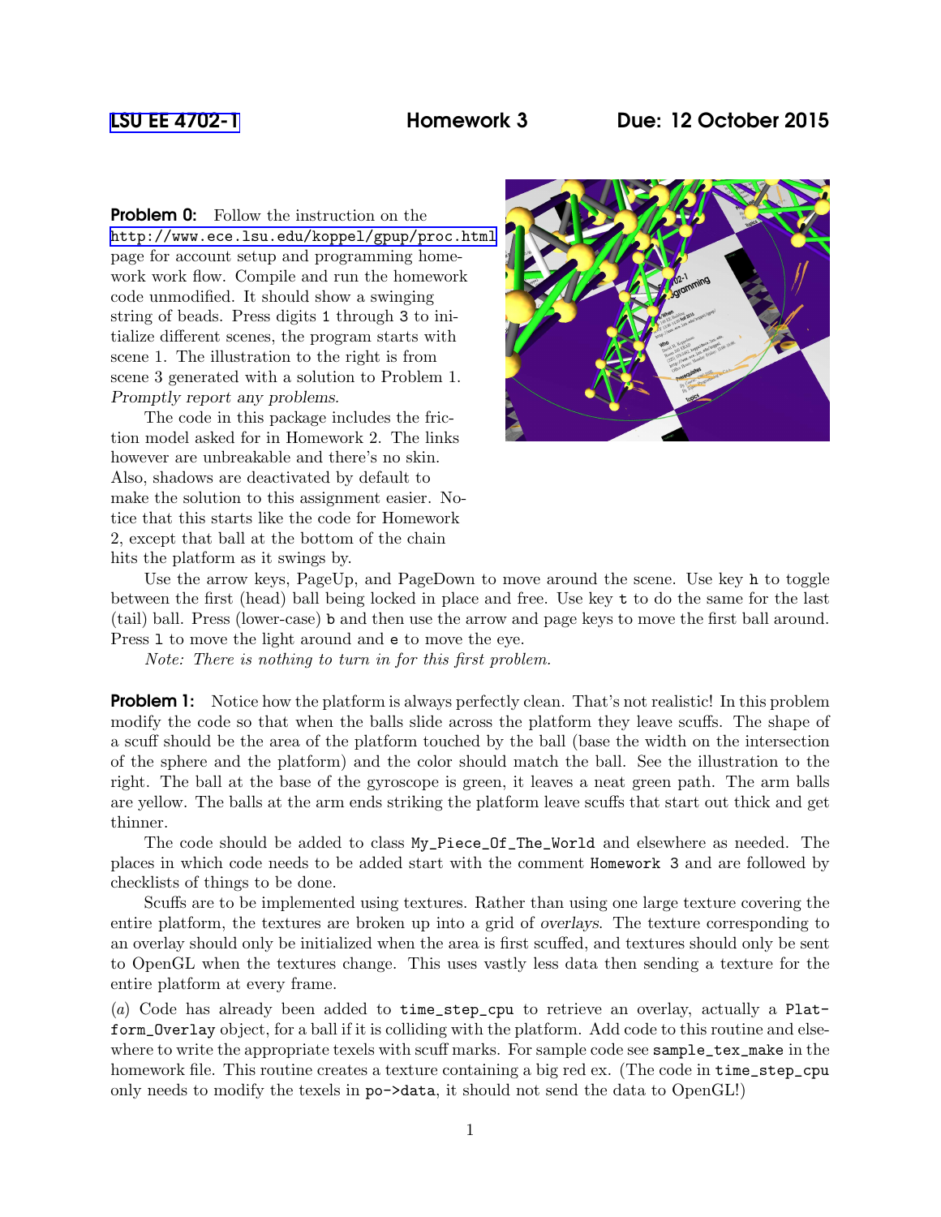LSU EE 4702-1 **Homework 3** **Due: 12 October 2015**

**Problem 0:** Follow the instruction on the http://www.ece.lsu.edu/koppel/gpup/proc.html page for account setup and programming homework work flow. Compile and run the homework code unmodified. It should show a swinging string of beads. Press digits 1 through 3 to initialize different scenes, the program starts with scene 1. The illustration to the right is from scene 3 generated with a solution to Problem 1. *Promptly report any problems.*

The code in this package includes the friction model asked for in Homework 2. The links however are unbreakable and there's no skin. Also, shadows are deactivated by default to make the solution to this assignment easier. Notice that this starts like the code for Homework 2, except that ball at the bottom of the chain hits the platform as it swings by.

Use the arrow keys, PageUp, and PageDown to move around the scene. Use key `h` to toggle between the first (head) ball being locked in place and free. Use key `t` to do the same for the last (tail) ball. Press (lower-case) `b` and then use the arrow and page keys to move the first ball around. Press `l` to move the light around and `e` to move the eye.

*Note: There is nothing to turn in for this first problem.*

**Problem 1:** Notice how the platform is always perfectly clean. That's not realistic! In this problem modify the code so that when the balls slide across the platform they leave scuffs. The shape of a scuff should be the area of the platform touched by the ball (base the width on the intersection of the sphere and the platform) and the color should match the ball. See the illustration to the right. The ball at the base of the gyroscope is green, it leaves a neat green path. The arm balls are yellow. The balls at the arm ends striking the platform leave scuffs that start out thick and get thinner.

The code should be added to class `My_Piece_Of_The_World` and elsewhere as needed. The places in which code needs to be added start with the comment `Homework 3` and are followed by checklists of things to be done.

Scuffs are to be implemented using textures. Rather than using one large texture covering the entire platform, the textures are broken up into a grid of *overlays*. The texture corresponding to an overlay should only be initialized when the area is first scuffed, and textures should only be sent to OpenGL when the textures change. This uses vastly less data then sending a texture for the entire platform at every frame.

(*a*) Code has already been added to `time_step_cpu` to retrieve an overlay, actually a `Platform_Overlay` object, for a ball if it is colliding with the platform. Add code to this routine and elsewhere to write the appropriate texels with scuff marks. For sample code see `sample_tex_make` in the homework file. This routine creates a texture containing a big red ex. (The code in `time_step_cpu` only needs to modify the texels in `po->data`, it should not send the data to OpenGL!)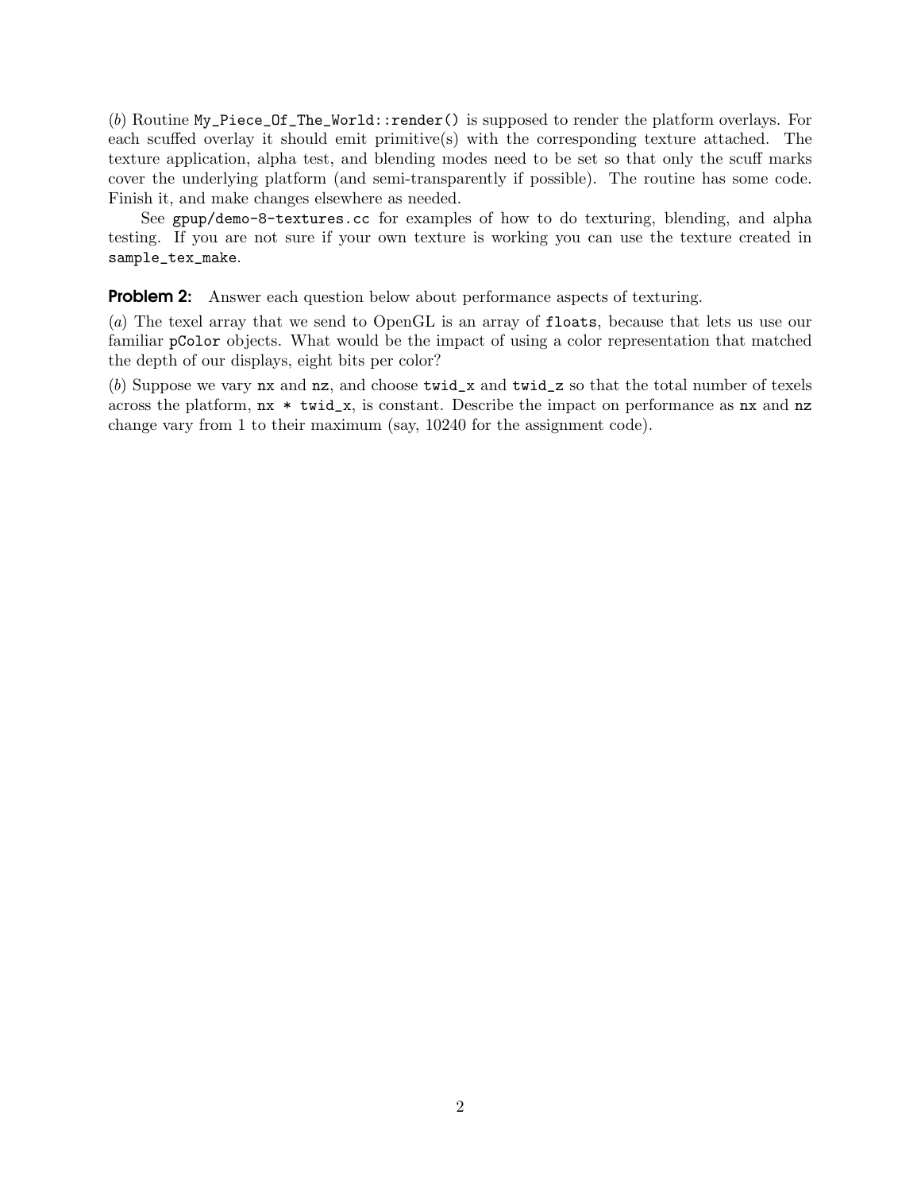(*b*) Routine `My_Piece_Of_The_World::render()` is supposed to render the platform overlays. For each scuffed overlay it should emit primitive(s) with the corresponding texture attached. The texture application, alpha test, and blending modes need to be set so that only the scuff marks cover the underlying platform (and semi-transparently if possible). The routine has some code. Finish it, and make changes elsewhere as needed.

See `gpup/demo-8-textures.cc` for examples of how to do texturing, blending, and alpha testing. If you are not sure if your own texture is working you can use the texture created in `sample_tex_make`.

**Problem 2:** Answer each question below about performance aspects of texturing.

(*a*) The texel array that we send to OpenGL is an array of `floats`, because that lets us use our familiar `pColor` objects. What would be the impact of using a color representation that matched the depth of our displays, eight bits per color?

(*b*) Suppose we vary `nx` and `nz`, and choose `twid_x` and `twid_z` so that the total number of texels across the platform, `nx * twid_x`, is constant. Describe the impact on performance as `nx` and `nz` change vary from 1 to their maximum (say, 10240 for the assignment code).